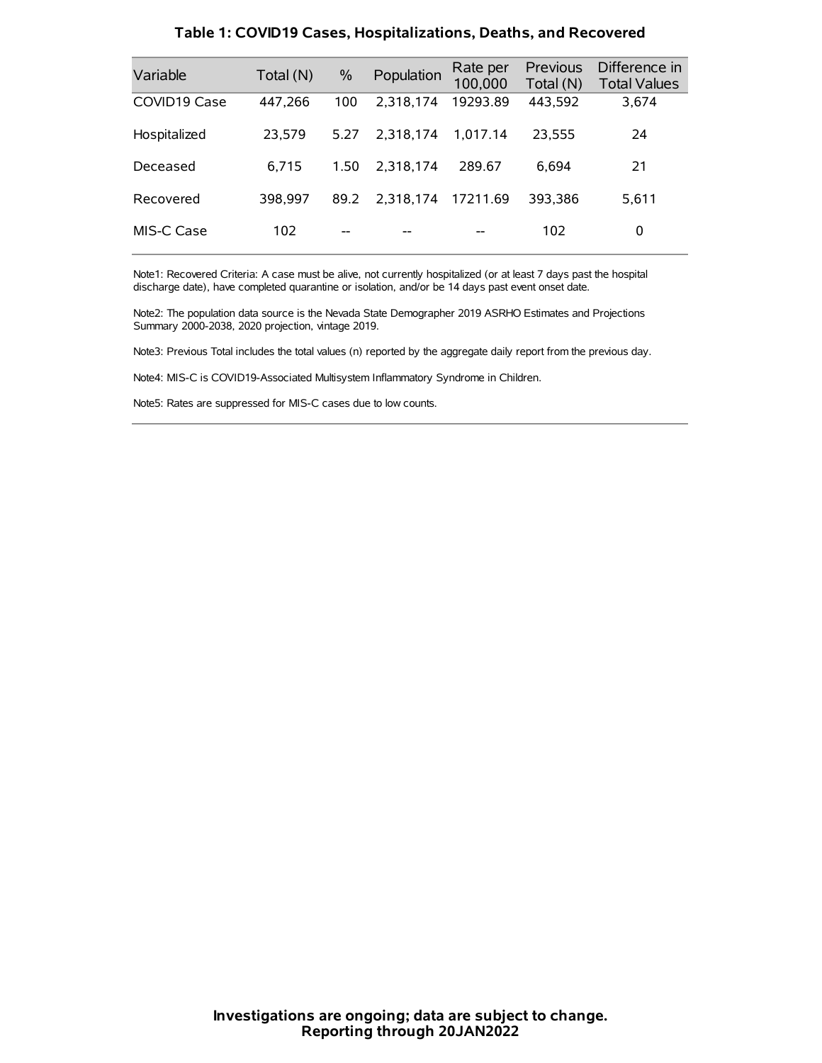## Table 1: COVID19 Cases, Hospitalizations, Deaths, and Recovered

| Variable | Total (N) | % | Population | Rate per 100,000 | Previous Total (N) | Difference in Total Values |
|---|---|---|---|---|---|---|
| COVID19 Case | 447,266 | 100 | 2,318,174 | 19293.89 | 443,592 | 3,674 |
| Hospitalized | 23,579 | 5.27 | 2,318,174 | 1,017.14 | 23,555 | 24 |
| Deceased | 6,715 | 1.50 | 2,318,174 | 289.67 | 6,694 | 21 |
| Recovered | 398,997 | 89.2 | 2,318,174 | 17211.69 | 393,386 | 5,611 |
| MIS-C Case | 102 | -- | -- | -- | 102 | 0 |

Note1: Recovered Criteria: A case must be alive, not currently hospitalized (or at least 7 days past the hospital discharge date), have completed quarantine or isolation, and/or be 14 days past event onset date.

Note2: The population data source is the Nevada State Demographer 2019 ASRHO Estimates and Projections Summary 2000-2038, 2020 projection, vintage 2019.

Note3: Previous Total includes the total values (n) reported by the aggregate daily report from the previous day.

Note4: MIS-C is COVID19-Associated Multisystem Inflammatory Syndrome in Children.

Note5: Rates are suppressed for MIS-C cases due to low counts.

**Investigations are ongoing; data are subject to change.**
**Reporting through 20JAN2022**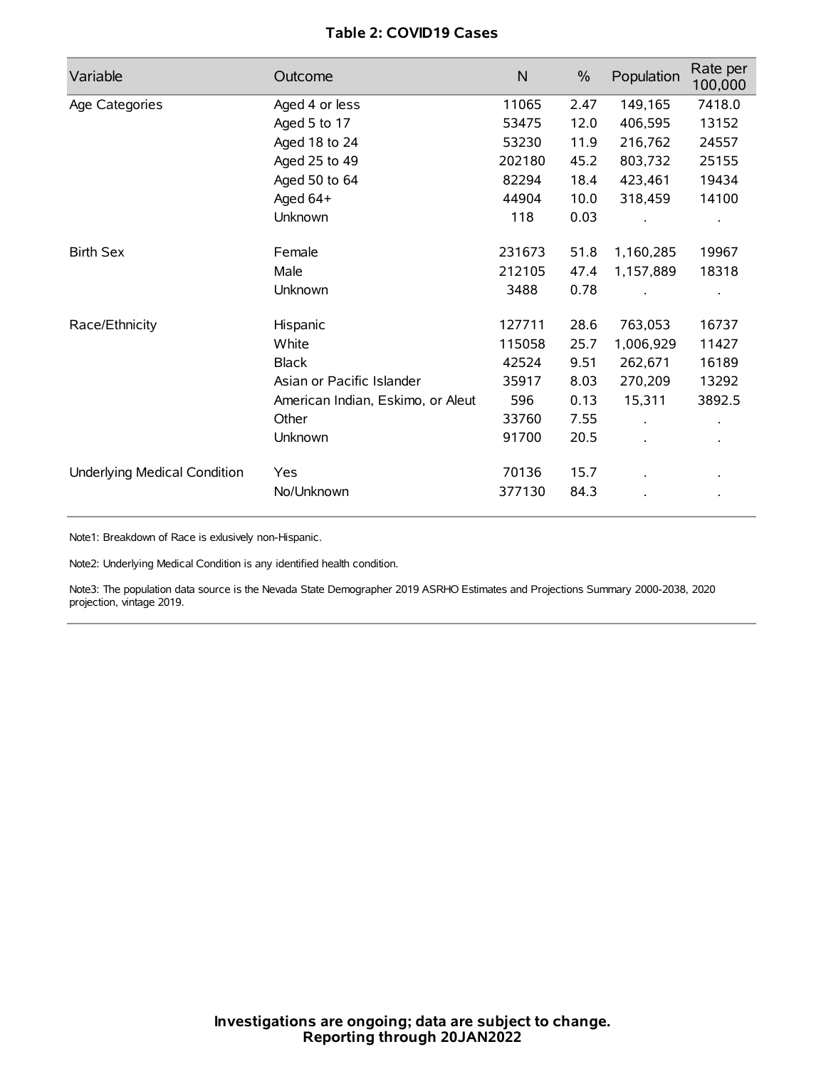**Table 2: COVID19 Cases**

| Variable | Outcome | N | % | Population | Rate per 100,000 |
|---|---|---|---|---|---|
| Age Categories | Aged 4 or less | 11065 | 2.47 | 149,165 | 7418.0 |
| | Aged 5 to 17 | 53475 | 12.0 | 406,595 | 13152 |
| | Aged 18 to 24 | 53230 | 11.9 | 216,762 | 24557 |
| | Aged 25 to 49 | 202180 | 45.2 | 803,732 | 25155 |
| | Aged 50 to 64 | 82294 | 18.4 | 423,461 | 19434 |
| | Aged 64+ | 44904 | 10.0 | 318,459 | 14100 |
| | Unknown | 118 | 0.03 | . | . |
| Birth Sex | Female | 231673 | 51.8 | 1,160,285 | 19967 |
| | Male | 212105 | 47.4 | 1,157,889 | 18318 |
| | Unknown | 3488 | 0.78 | . | . |
| Race/Ethnicity | Hispanic | 127711 | 28.6 | 763,053 | 16737 |
| | White | 115058 | 25.7 | 1,006,929 | 11427 |
| | Black | 42524 | 9.51 | 262,671 | 16189 |
| | Asian or Pacific Islander | 35917 | 8.03 | 270,209 | 13292 |
| | American Indian, Eskimo, or Aleut | 596 | 0.13 | 15,311 | 3892.5 |
| | Other | 33760 | 7.55 | . | . |
| | Unknown | 91700 | 20.5 | . | . |
| Underlying Medical Condition | Yes | 70136 | 15.7 | . | . |
| | No/Unknown | 377130 | 84.3 | . | . |

Note1: Breakdown of Race is exlusively non-Hispanic.

Note2: Underlying Medical Condition is any identified health condition.

Note3: The population data source is the Nevada State Demographer 2019 ASRHO Estimates and Projections Summary 2000-2038, 2020 projection, vintage 2019.

**Investigations are ongoing; data are subject to change.**
**Reporting through 20JAN2022**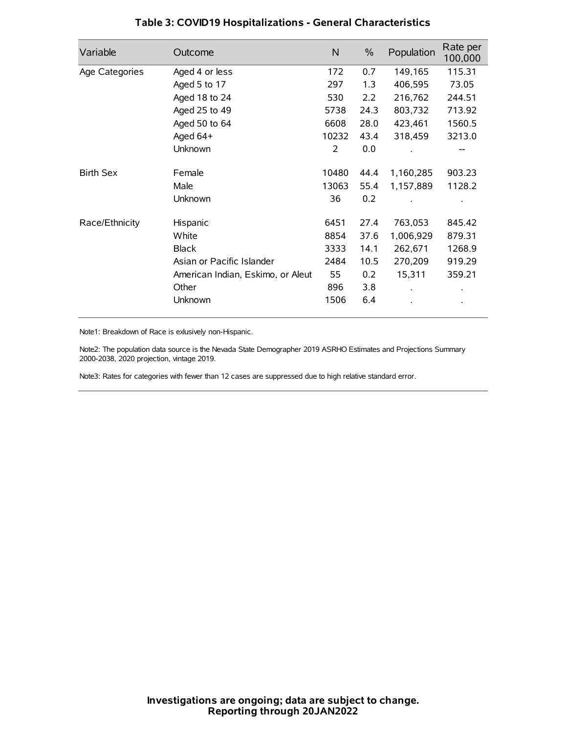# Table 3: COVID19 Hospitalizations - General Characteristics

| Variable | Outcome | N | % | Population | Rate per 100,000 |
|---|---|---|---|---|---|
| Age Categories | Aged 4 or less | 172 | 0.7 | 149,165 | 115.31 |
| | Aged 5 to 17 | 297 | 1.3 | 406,595 | 73.05 |
| | Aged 18 to 24 | 530 | 2.2 | 216,762 | 244.51 |
| | Aged 25 to 49 | 5738 | 24.3 | 803,732 | 713.92 |
| | Aged 50 to 64 | 6608 | 28.0 | 423,461 | 1560.5 |
| | Aged 64+ | 10232 | 43.4 | 318,459 | 3213.0 |
| | Unknown | 2 | 0.0 | . | -- |
| Birth Sex | Female | 10480 | 44.4 | 1,160,285 | 903.23 |
| | Male | 13063 | 55.4 | 1,157,889 | 1128.2 |
| | Unknown | 36 | 0.2 | . | . |
| Race/Ethnicity | Hispanic | 6451 | 27.4 | 763,053 | 845.42 |
| | White | 8854 | 37.6 | 1,006,929 | 879.31 |
| | Black | 3333 | 14.1 | 262,671 | 1268.9 |
| | Asian or Pacific Islander | 2484 | 10.5 | 270,209 | 919.29 |
| | American Indian, Eskimo, or Aleut | 55 | 0.2 | 15,311 | 359.21 |
| | Other | 896 | 3.8 | . | . |
| | Unknown | 1506 | 6.4 | . | . |

Note1: Breakdown of Race is exlusively non-Hispanic.

Note2: The population data source is the Nevada State Demographer 2019 ASRHO Estimates and Projections Summary 2000-2038, 2020 projection, vintage 2019.

Note3: Rates for categories with fewer than 12 cases are suppressed due to high relative standard error.

**Investigations are ongoing; data are subject to change.**
**Reporting through 20JAN2022**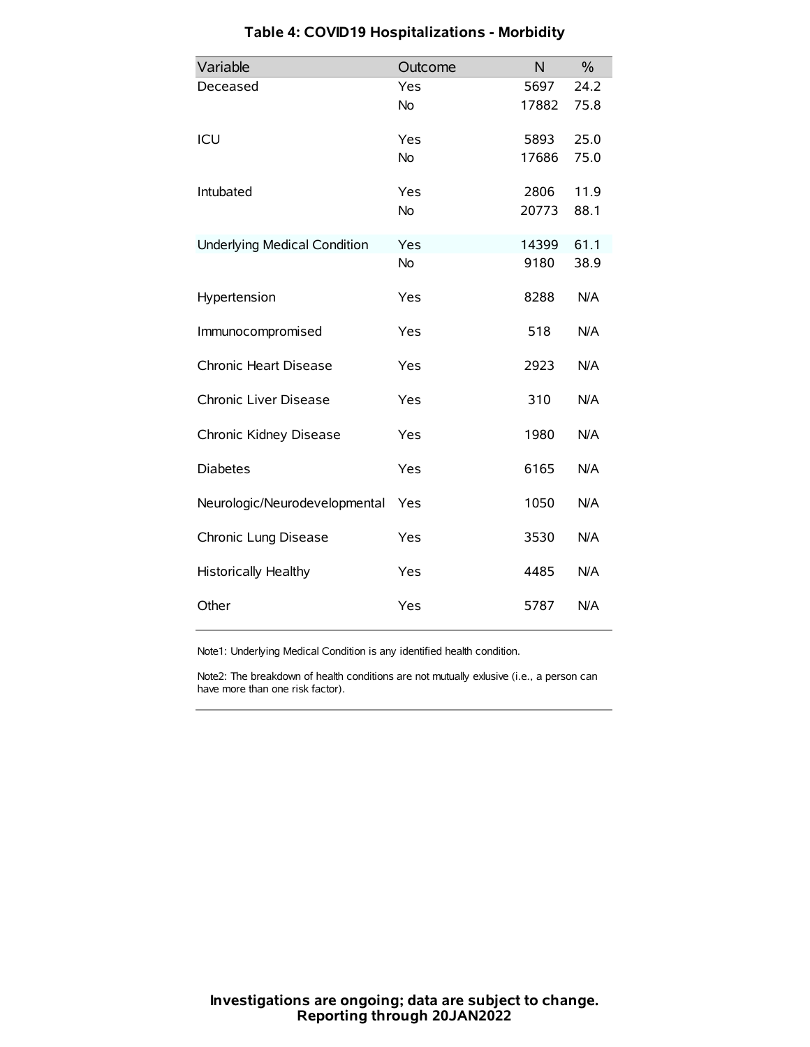## Table 4: COVID19 Hospitalizations - Morbidity

| Variable | Outcome | N | % |
|---|---|---|---|
| Deceased | Yes | 5697 | 24.2 |
| | No | 17882 | 75.8 |
| ICU | Yes | 5893 | 25.0 |
| | No | 17686 | 75.0 |
| Intubated | Yes | 2806 | 11.9 |
| | No | 20773 | 88.1 |
| Underlying Medical Condition | Yes | 14399 | 61.1 |
| | No | 9180 | 38.9 |
| Hypertension | Yes | 8288 | N/A |
| Immunocompromised | Yes | 518 | N/A |
| Chronic Heart Disease | Yes | 2923 | N/A |
| Chronic Liver Disease | Yes | 310 | N/A |
| Chronic Kidney Disease | Yes | 1980 | N/A |
| Diabetes | Yes | 6165 | N/A |
| Neurologic/Neurodevelopmental | Yes | 1050 | N/A |
| Chronic Lung Disease | Yes | 3530 | N/A |
| Historically Healthy | Yes | 4485 | N/A |
| Other | Yes | 5787 | N/A |

Note1: Underlying Medical Condition is any identified health condition.

Note2: The breakdown of health conditions are not mutually exlusive (i.e., a person can have more than one risk factor).

**Investigations are ongoing; data are subject to change.**
**Reporting through 20JAN2022**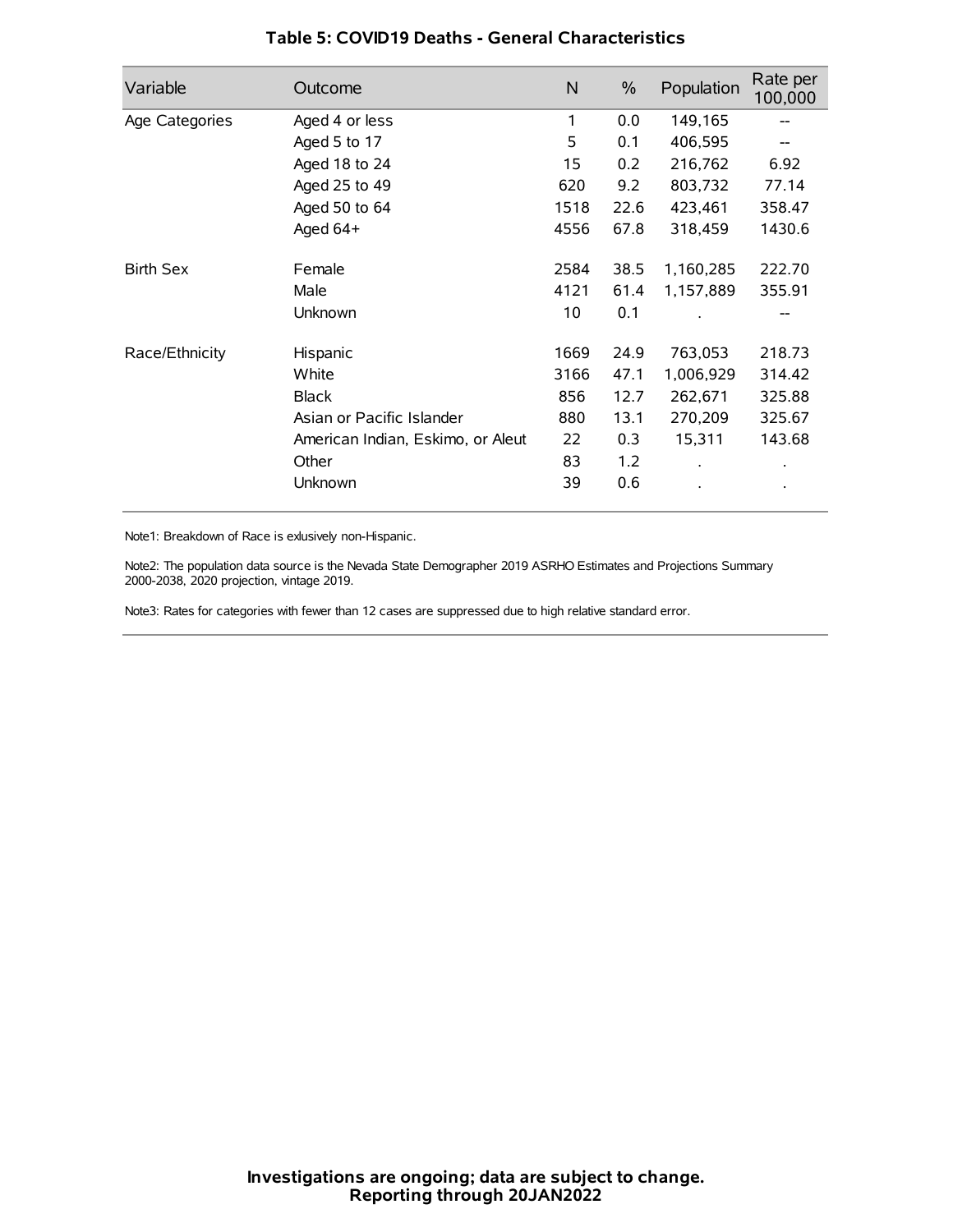### Table 5: COVID19 Deaths - General Characteristics

| Variable | Outcome | N | % | Population | Rate per 100,000 |
|---|---|---|---|---|---|
| Age Categories | Aged 4 or less | 1 | 0.0 | 149,165 | -- |
| | Aged 5 to 17 | 5 | 0.1 | 406,595 | -- |
| | Aged 18 to 24 | 15 | 0.2 | 216,762 | 6.92 |
| | Aged 25 to 49 | 620 | 9.2 | 803,732 | 77.14 |
| | Aged 50 to 64 | 1518 | 22.6 | 423,461 | 358.47 |
| | Aged 64+ | 4556 | 67.8 | 318,459 | 1430.6 |
| Birth Sex | Female | 2584 | 38.5 | 1,160,285 | 222.70 |
| | Male | 4121 | 61.4 | 1,157,889 | 355.91 |
| | Unknown | 10 | 0.1 | . | -- |
| Race/Ethnicity | Hispanic | 1669 | 24.9 | 763,053 | 218.73 |
| | White | 3166 | 47.1 | 1,006,929 | 314.42 |
| | Black | 856 | 12.7 | 262,671 | 325.88 |
| | Asian or Pacific Islander | 880 | 13.1 | 270,209 | 325.67 |
| | American Indian, Eskimo, or Aleut | 22 | 0.3 | 15,311 | 143.68 |
| | Other | 83 | 1.2 | . | . |
| | Unknown | 39 | 0.6 | . | . |

Note1: Breakdown of Race is exlusively non-Hispanic.

Note2: The population data source is the Nevada State Demographer 2019 ASRHO Estimates and Projections Summary 2000-2038, 2020 projection, vintage 2019.

Note3: Rates for categories with fewer than 12 cases are suppressed due to high relative standard error.

**Investigations are ongoing; data are subject to change.**
**Reporting through 20JAN2022**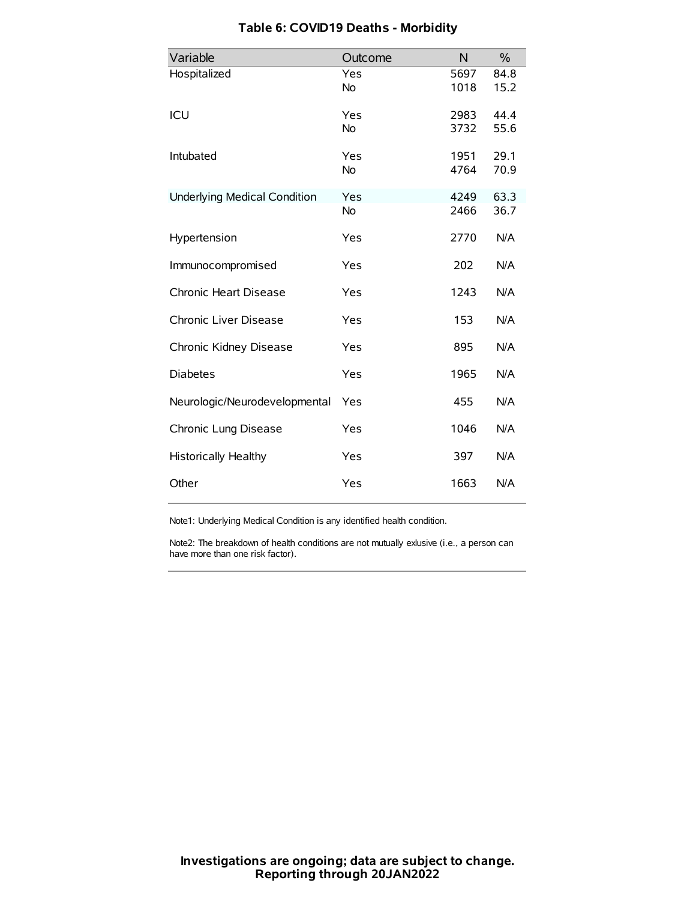# Table 6: COVID19 Deaths - Morbidity

| Variable | Outcome | N | % |
|---|---|---|---|
| Hospitalized | Yes | 5697 | 84.8 |
| | No | 1018 | 15.2 |
| ICU | Yes | 2983 | 44.4 |
| | No | 3732 | 55.6 |
| Intubated | Yes | 1951 | 29.1 |
| | No | 4764 | 70.9 |
| Underlying Medical Condition | Yes | 4249 | 63.3 |
| | No | 2466 | 36.7 |
| Hypertension | Yes | 2770 | N/A |
| Immunocompromised | Yes | 202 | N/A |
| Chronic Heart Disease | Yes | 1243 | N/A |
| Chronic Liver Disease | Yes | 153 | N/A |
| Chronic Kidney Disease | Yes | 895 | N/A |
| Diabetes | Yes | 1965 | N/A |
| Neurologic/Neurodevelopmental | Yes | 455 | N/A |
| Chronic Lung Disease | Yes | 1046 | N/A |
| Historically Healthy | Yes | 397 | N/A |
| Other | Yes | 1663 | N/A |

Note1: Underlying Medical Condition is any identified health condition.

Note2: The breakdown of health conditions are not mutually exlusive (i.e., a person can have more than one risk factor).

**Investigations are ongoing; data are subject to change.**
**Reporting through 20JAN2022**